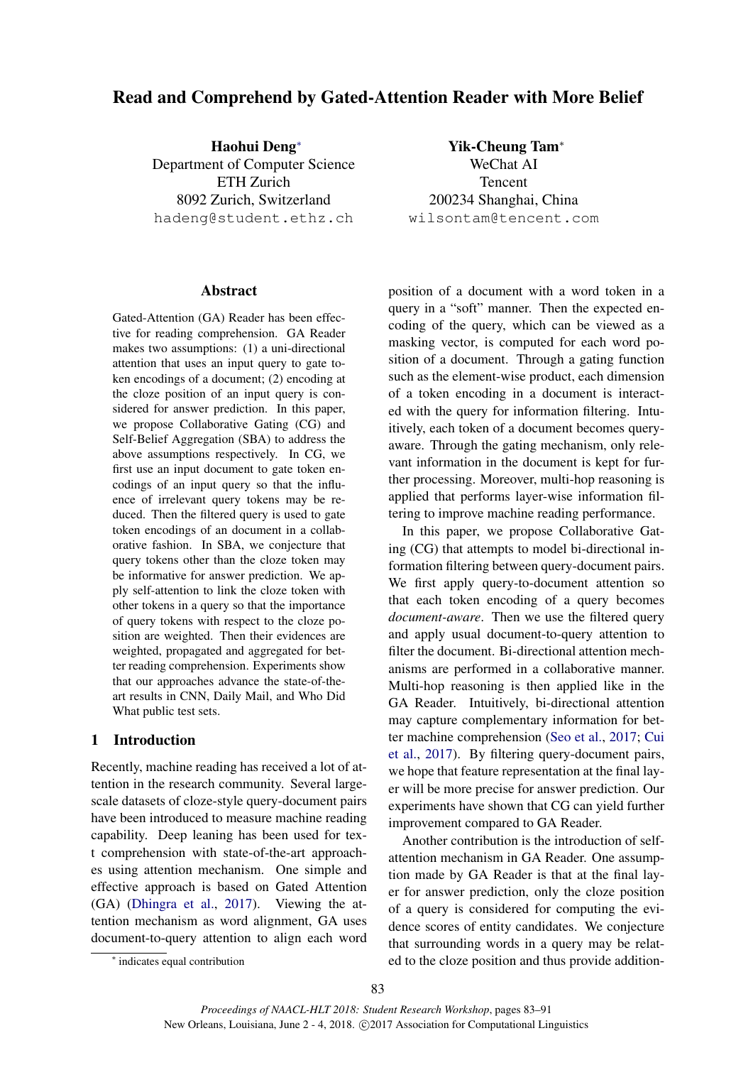# Read and Comprehend by Gated-Attention Reader with More Belief

**Haohui Deng***
Department of Computer Science
ETH Zurich
8092 Zurich, Switzerland
hadeng@student.ethz.ch

**Yik-Cheung Tam***
WeChat AI
Tencent
200234 Shanghai, China
wilsontam@tencent.com

## Abstract

Gated-Attention (GA) Reader has been effective for reading comprehension. GA Reader makes two assumptions: (1) a uni-directional attention that uses an input query to gate token encodings of a document; (2) encoding at the cloze position of an input query is considered for answer prediction. In this paper, we propose Collaborative Gating (CG) and Self-Belief Aggregation (SBA) to address the above assumptions respectively. In CG, we first use an input document to gate token encodings of an input query so that the influence of irrelevant query tokens may be reduced. Then the filtered query is used to gate token encodings of an document in a collaborative fashion. In SBA, we conjecture that query tokens other than the cloze token may be informative for answer prediction. We apply self-attention to link the cloze token with other tokens in a query so that the importance of query tokens with respect to the cloze position are weighted. Then their evidences are weighted, propagated and aggregated for better reading comprehension. Experiments show that our approaches advance the state-of-the-art results in CNN, Daily Mail, and Who Did What public test sets.

## 1 Introduction

Recently, machine reading has received a lot of attention in the research community. Several large-scale datasets of cloze-style query-document pairs have been introduced to measure machine reading capability. Deep leaning has been used for text comprehension with state-of-the-art approaches using attention mechanism. One simple and effective approach is based on Gated Attention (GA) (Dhingra et al., 2017). Viewing the attention mechanism as word alignment, GA uses document-to-query attention to align each word position of a document with a word token in a query in a "soft" manner. Then the expected encoding of the query, which can be viewed as a masking vector, is computed for each word position of a document. Through a gating function such as the element-wise product, each dimension of a token encoding in a document is interacted with the query for information filtering. Intuitively, each token of a document becomes query-aware. Through the gating mechanism, only relevant information in the document is kept for further processing. Moreover, multi-hop reasoning is applied that performs layer-wise information filtering to improve machine reading performance.

In this paper, we propose Collaborative Gating (CG) that attempts to model bi-directional information filtering between query-document pairs. We first apply query-to-document attention so that each token encoding of a query becomes *document-aware*. Then we use the filtered query and apply usual document-to-query attention to filter the document. Bi-directional attention mechanisms are performed in a collaborative manner. Multi-hop reasoning is then applied like in the GA Reader. Intuitively, bi-directional attention may capture complementary information for better machine comprehension (Seo et al., 2017; Cui et al., 2017). By filtering query-document pairs, we hope that feature representation at the final layer will be more precise for answer prediction. Our experiments have shown that CG can yield further improvement compared to GA Reader.

Another contribution is the introduction of self-attention mechanism in GA Reader. One assumption made by GA Reader is that at the final layer for answer prediction, only the cloze position of a query is considered for computing the evidence scores of entity candidates. We conjecture that surrounding words in a query may be related to the cloze position and thus provide addition-

* indicates equal contribution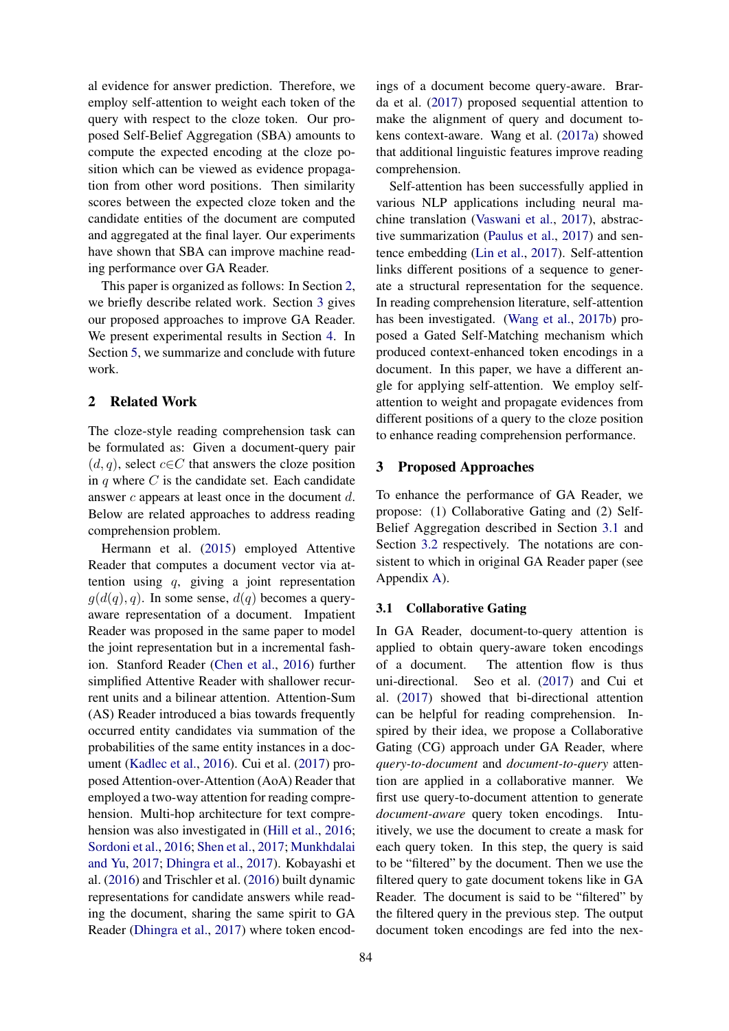al evidence for answer prediction. Therefore, we employ self-attention to weight each token of the query with respect to the cloze token. Our proposed Self-Belief Aggregation (SBA) amounts to compute the expected encoding at the cloze position which can be viewed as evidence propagation from other word positions. Then similarity scores between the expected cloze token and the candidate entities of the document are computed and aggregated at the final layer. Our experiments have shown that SBA can improve machine reading performance over GA Reader.

This paper is organized as follows: In Section 2, we briefly describe related work. Section 3 gives our proposed approaches to improve GA Reader. We present experimental results in Section 4. In Section 5, we summarize and conclude with future work.

## 2 Related Work

The cloze-style reading comprehension task can be formulated as: Given a document-query pair $(d, q)$, select $c \in C$ that answers the cloze position in $q$ where $C$ is the candidate set. Each candidate answer $c$ appears at least once in the document $d$. Below are related approaches to address reading comprehension problem.

Hermann et al. (2015) employed Attentive Reader that computes a document vector via attention using $q$, giving a joint representation $g(d(q), q)$. In some sense, $d(q)$ becomes a query-aware representation of a document. Impatient Reader was proposed in the same paper to model the joint representation but in a incremental fashion. Stanford Reader (Chen et al., 2016) further simplified Attentive Reader with shallower recurrent units and a bilinear attention. Attention-Sum (AS) Reader introduced a bias towards frequently occurred entity candidates via summation of the probabilities of the same entity instances in a document (Kadlec et al., 2016). Cui et al. (2017) proposed Attention-over-Attention (AoA) Reader that employed a two-way attention for reading comprehension. Multi-hop architecture for text comprehension was also investigated in (Hill et al., 2016; Sordoni et al., 2016; Shen et al., 2017; Munkhdalai and Yu, 2017; Dhingra et al., 2017). Kobayashi et al. (2016) and Trischler et al. (2016) built dynamic representations for candidate answers while reading the document, sharing the same spirit to GA Reader (Dhingra et al., 2017) where token encodings of a document become query-aware. Brarda et al. (2017) proposed sequential attention to make the alignment of query and document tokens context-aware. Wang et al. (2017a) showed that additional linguistic features improve reading comprehension.

Self-attention has been successfully applied in various NLP applications including neural machine translation (Vaswani et al., 2017), abstractive summarization (Paulus et al., 2017) and sentence embedding (Lin et al., 2017). Self-attention links different positions of a sequence to generate a structural representation for the sequence. In reading comprehension literature, self-attention has been investigated. (Wang et al., 2017b) proposed a Gated Self-Matching mechanism which produced context-enhanced token encodings in a document. In this paper, we have a different angle for applying self-attention. We employ self-attention to weight and propagate evidences from different positions of a query to the cloze position to enhance reading comprehension performance.

## 3 Proposed Approaches

To enhance the performance of GA Reader, we propose: (1) Collaborative Gating and (2) Self-Belief Aggregation described in Section 3.1 and Section 3.2 respectively. The notations are consistent to which in original GA Reader paper (see Appendix A).

### 3.1 Collaborative Gating

In GA Reader, document-to-query attention is applied to obtain query-aware token encodings of a document. The attention flow is thus uni-directional. Seo et al. (2017) and Cui et al. (2017) showed that bi-directional attention can be helpful for reading comprehension. Inspired by their idea, we propose a Collaborative Gating (CG) approach under GA Reader, where *query-to-document* and *document-to-query* attention are applied in a collaborative manner. We first use query-to-document attention to generate *document-aware* query token encodings. Intuitively, we use the document to create a mask for each query token. In this step, the query is said to be "filtered" by the document. Then we use the filtered query to gate document tokens like in GA Reader. The document is said to be "filtered" by the filtered query in the previous step. The output document token encodings are fed into the nex-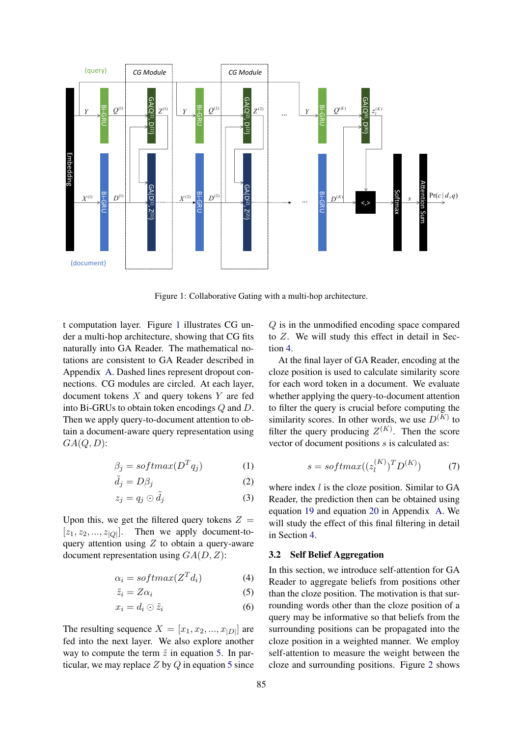Figure 1: Collaborative Gating with a multi-hop architecture.

t computation layer. Figure 1 illustrates CG under a multi-hop architecture, showing that CG fits naturally into GA Reader. The mathematical notations are consistent to GA Reader described in Appendix A. Dashed lines represent dropout connections. CG modules are circled. At each layer, document tokens $X$ and query tokens $Y$ are fed into Bi-GRUs to obtain token encodings $Q$ and $D$. Then we apply query-to-document attention to obtain a document-aware query representation using $GA(Q, D)$:

$$\beta_j = softmax(D^T q_j) \tag{1}$$

$$\tilde{d_j} = D\beta_j \tag{2}$$

$$z_j = q_j \odot \tilde{d_j} \tag{3}$$

Upon this, we get the filtered query tokens $Z = [z_1, z_2, ..., z_{|Q|}]$. Then we apply document-to-query attention using $Z$ to obtain a query-aware document representation using $GA(D, Z)$:

$$\alpha_i = softmax(Z^T d_i) \tag{4}$$

$$\tilde{z_i} = Z\alpha_i \tag{5}$$

$$x_i = d_i \odot \tilde{z_i} \tag{6}$$

The resulting sequence $X = [x_1, x_2, ..., x_{|D|}]$ are fed into the next layer. We also explore another way to compute the term $\tilde{z}$ in equation 5. In particular, we may replace $Z$ by $Q$ in equation 5 since $Q$ is in the unmodified encoding space compared to $Z$. We will study this effect in detail in Section 4.

At the final layer of GA Reader, encoding at the cloze position is used to calculate similarity score for each word token in a document. We evaluate whether applying the query-to-document attention to filter the query is crucial before computing the similarity scores. In other words, we use $D^{(K)}$ to filter the query producing $Z^{(K)}$. Then the score vector of document positions $s$ is calculated as:

$$s = softmax((z_l^{(K)})^T D^{(K)}) \tag{7}$$

where index $l$ is the cloze position. Similar to GA Reader, the prediction then can be obtained using equation 19 and equation 20 in Appendix A. We will study the effect of this final filtering in detail in Section 4.

### 3.2 Self Belief Aggregation

In this section, we introduce self-attention for GA Reader to aggregate beliefs from positions other than the cloze position. The motivation is that surrounding words other than the cloze position of a query may be informative so that beliefs from the surrounding positions can be propagated into the cloze position in a weighted manner. We employ self-attention to measure the weight between the cloze and surrounding positions. Figure 2 shows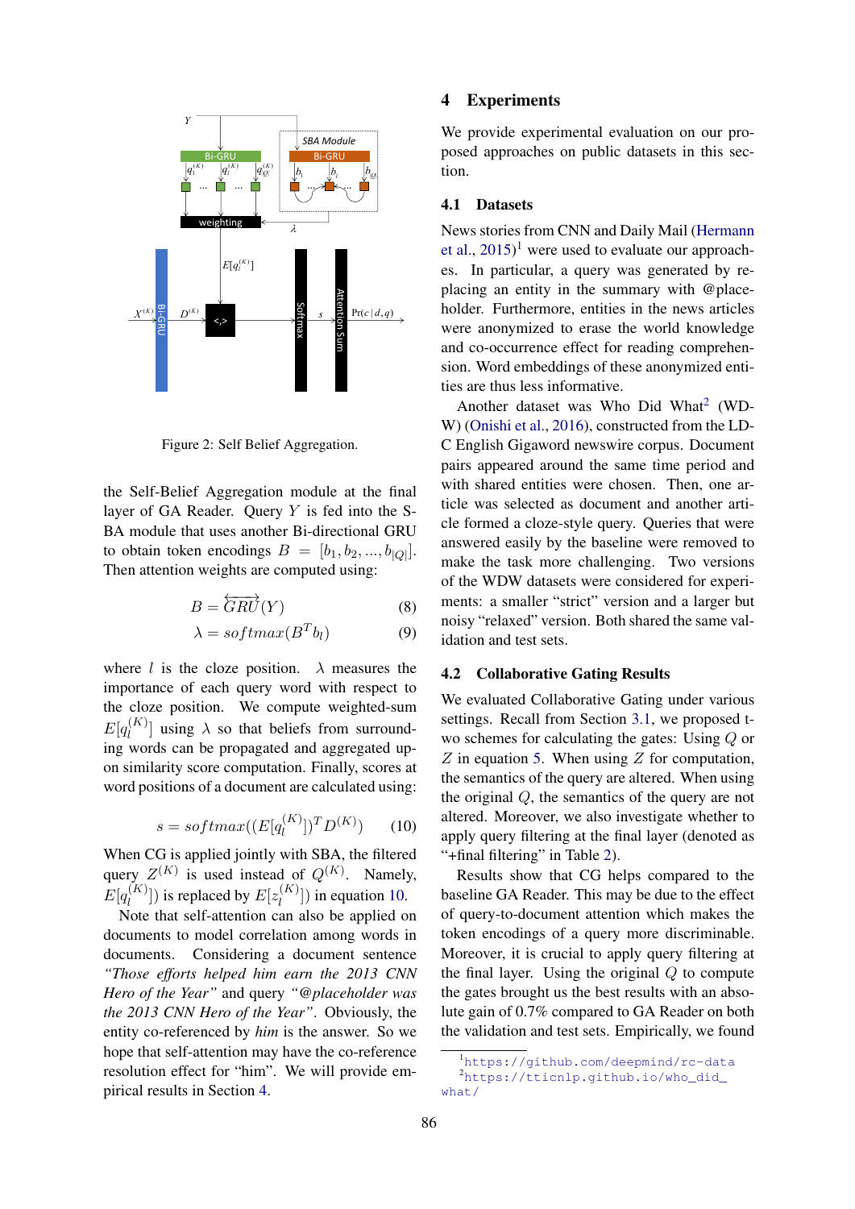Figure 2: Self Belief Aggregation.

the Self-Belief Aggregation module at the final layer of GA Reader. Query $Y$ is fed into the SBA module that uses another Bi-directional GRU to obtain token encodings $B = [b_1, b_2, ..., b_{|Q|}]$. Then attention weights are computed using:

$$B = \overleftrightarrow{GRU}(Y) \tag{8}$$

$$\lambda = softmax(B^T b_l) \tag{9}$$

where $l$ is the cloze position. $\lambda$ measures the importance of each query word with respect to the cloze position. We compute weighted-sum $E[q_l^{(K)}]$ using $\lambda$ so that beliefs from surrounding words can be propagated and aggregated upon similarity score computation. Finally, scores at word positions of a document are calculated using:

$$s = softmax((E[q_l^{(K)}])^T D^{(K)}) \tag{10}$$

When CG is applied jointly with SBA, the filtered query $Z^{(K)}$ is used instead of $Q^{(K)}$. Namely, $E[q_l^{(K)}]$) is replaced by $E[z_l^{(K)}]$) in equation 10.

Note that self-attention can also be applied on documents to model correlation among words in documents. Considering a document sentence *"Those efforts helped him earn the 2013 CNN Hero of the Year"* and query *"@placeholder was the 2013 CNN Hero of the Year"*. Obviously, the entity co-referenced by *him* is the answer. So we hope that self-attention may have the co-reference resolution effect for "him". We will provide empirical results in Section 4.

# 4 Experiments

We provide experimental evaluation on our proposed approaches on public datasets in this section.

## 4.1 Datasets

News stories from CNN and Daily Mail (Hermann et al., 2015)[1] were used to evaluate our approaches. In particular, a query was generated by replacing an entity in the summary with @placeholder. Furthermore, entities in the news articles were anonymized to erase the world knowledge and co-occurrence effect for reading comprehension. Word embeddings of these anonymized entities are thus less informative.

Another dataset was Who Did What[2] (WDW) (Onishi et al., 2016), constructed from the LDC English Gigaword newswire corpus. Document pairs appeared around the same time period and with shared entities were chosen. Then, one article was selected as document and another article formed a cloze-style query. Queries that were answered easily by the baseline were removed to make the task more challenging. Two versions of the WDW datasets were considered for experiments: a smaller "strict" version and a larger but noisy "relaxed" version. Both shared the same validation and test sets.

## 4.2 Collaborative Gating Results

We evaluated Collaborative Gating under various settings. Recall from Section 3.1, we proposed two schemes for calculating the gates: Using $Q$ or $Z$ in equation 5. When using $Z$ for computation, the semantics of the query are altered. When using the original $Q$, the semantics of the query are not altered. Moreover, we also investigate whether to apply query filtering at the final layer (denoted as "+final filtering" in Table 2).

Results show that CG helps compared to the baseline GA Reader. This may be due to the effect of query-to-document attention which makes the token encodings of a query more discriminable. Moreover, it is crucial to apply query filtering at the final layer. Using the original $Q$ to compute the gates brought us the best results with an absolute gain of 0.7% compared to GA Reader on both the validation and test sets. Empirically, we found

[1] https://github.com/deepmind/rc-data
[2] https://tticnlp.github.io/who_did_what/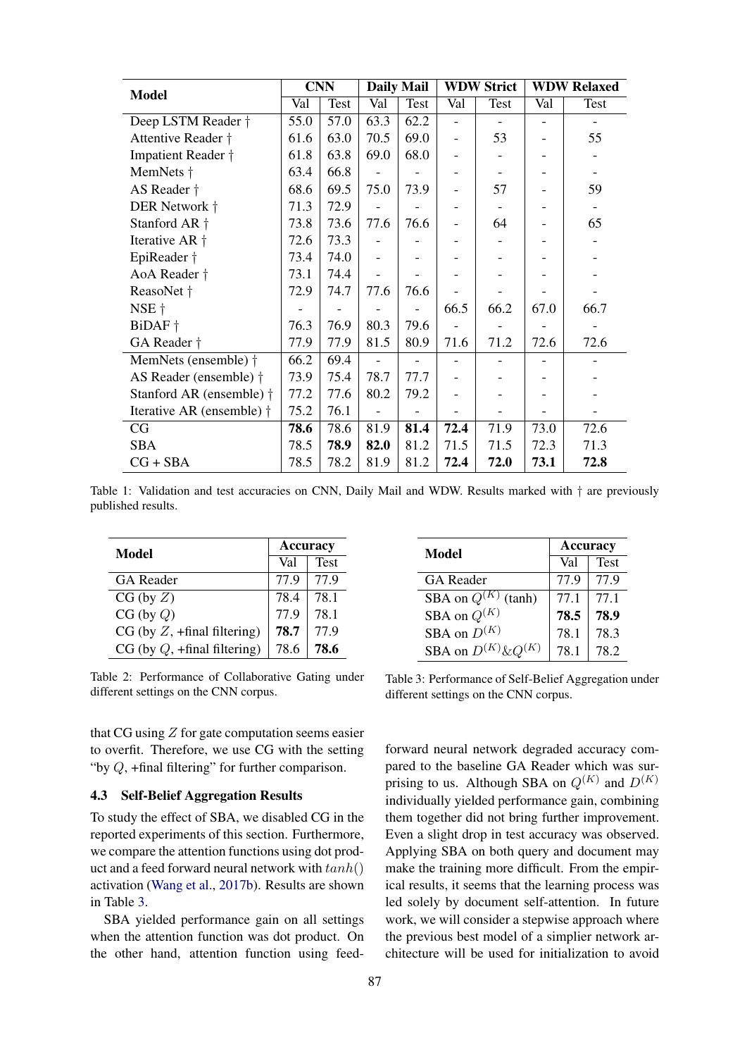| Model | CNN | | Daily Mail | | WDW Strict | | WDW Relaxed | |
|---|---|---|---|---|---|---|---|---|
| | Val | Test | Val | Test | Val | Test | Val | Test |
| Deep LSTM Reader † | 55.0 | 57.0 | 63.3 | 62.2 | - | - | - | - |
| Attentive Reader † | 61.6 | 63.0 | 70.5 | 69.0 | - | 53 | - | 55 |
| Impatient Reader † | 61.8 | 63.8 | 69.0 | 68.0 | - | - | - | - |
| MemNets † | 63.4 | 66.8 | - | - | - | - | - | - |
| AS Reader † | 68.6 | 69.5 | 75.0 | 73.9 | - | 57 | - | 59 |
| DER Network † | 71.3 | 72.9 | - | - | - | - | - | - |
| Stanford AR † | 73.8 | 73.6 | 77.6 | 76.6 | - | 64 | - | 65 |
| Iterative AR † | 72.6 | 73.3 | - | - | - | - | - | - |
| EpiReader † | 73.4 | 74.0 | - | - | - | - | - | - |
| AoA Reader † | 73.1 | 74.4 | - | - | - | - | - | - |
| ReasoNet † | 72.9 | 74.7 | 77.6 | 76.6 | - | - | - | - |
| NSE † | - | - | - | - | 66.5 | 66.2 | 67.0 | 66.7 |
| BiDAF † | 76.3 | 76.9 | 80.3 | 79.6 | - | - | - | - |
| GA Reader † | 77.9 | 77.9 | 81.5 | 80.9 | 71.6 | 71.2 | 72.6 | 72.6 |
| MemNets (ensemble) † | 66.2 | 69.4 | - | - | - | - | - | - |
| AS Reader (ensemble) † | 73.9 | 75.4 | 78.7 | 77.7 | - | - | - | - |
| Stanford AR (ensemble) † | 77.2 | 77.6 | 80.2 | 79.2 | - | - | - | - |
| Iterative AR (ensemble) † | 75.2 | 76.1 | - | - | - | - | - | - |
| CG | **78.6** | 78.6 | 81.9 | **81.4** | **72.4** | 71.9 | 73.0 | 72.6 |
| SBA | 78.5 | **78.9** | **82.0** | 81.2 | 71.5 | 71.5 | 72.3 | 71.3 |
| CG + SBA | 78.5 | 78.2 | 81.9 | 81.2 | **72.4** | **72.0** | **73.1** | **72.8** |

Table 1: Validation and test accuracies on CNN, Daily Mail and WDW. Results marked with † are previously published results.

| Model | Accuracy | |
|---|---|---|
| | Val | Test |
| GA Reader | 77.9 | 77.9 |
| CG (by $Z$) | 78.4 | 78.1 |
| CG (by $Q$) | 77.9 | 78.1 |
| CG (by $Z$, +final filtering) | **78.7** | 77.9 |
| CG (by $Q$, +final filtering) | 78.6 | **78.6** |

Table 2: Performance of Collaborative Gating under different settings on the CNN corpus.

| Model | Accuracy | |
|---|---|---|
| | Val | Test |
| GA Reader | 77.9 | 77.9 |
| SBA on $Q^{(K)}$ (tanh) | 77.1 | 77.1 |
| SBA on $Q^{(K)}$ | **78.5** | **78.9** |
| SBA on $D^{(K)}$ | 78.1 | 78.3 |
| SBA on $D^{(K)}$&$Q^{(K)}$ | 78.1 | 78.2 |

Table 3: Performance of Self-Belief Aggregation under different settings on the CNN corpus.

that CG using $Z$ for gate computation seems easier to overfit. Therefore, we use CG with the setting "by $Q$, +final filtering" for further comparison.

### 4.3 Self-Belief Aggregation Results

To study the effect of SBA, we disabled CG in the reported experiments of this section. Furthermore, we compare the attention functions using dot product and a feed forward neural network with $tanh()$ activation (Wang et al., 2017b). Results are shown in Table 3.

SBA yielded performance gain on all settings when the attention function was dot product. On the other hand, attention function using feed-forward neural network degraded accuracy compared to the baseline GA Reader which was surprising to us. Although SBA on $Q^{(K)}$ and $D^{(K)}$ individually yielded performance gain, combining them together did not bring further improvement. Even a slight drop in test accuracy was observed. Applying SBA on both query and document may make the training more difficult. From the empirical results, it seems that the learning process was led solely by document self-attention. In future work, we will consider a stepwise approach where the previous best model of a simplier network architecture will be used for initialization to avoid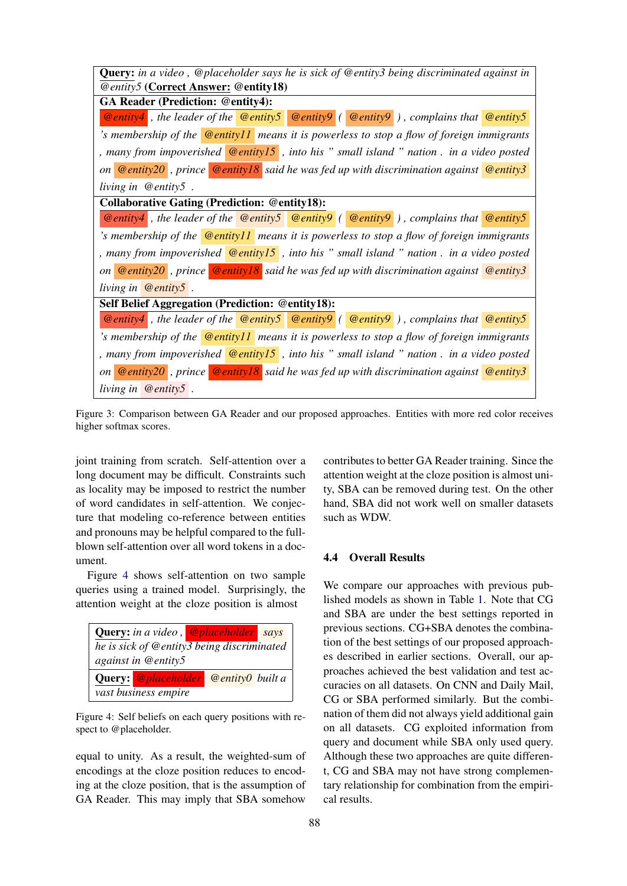| **Query:** *in a video , @placeholder says he is sick of @entity3 being discriminated against in @entity5* (**Correct Answer: @entity18**) |
|---|
| **GA Reader (Prediction: @entity4):** |
| *@entity4 , the leader of the @entity5 @entity9 ( @entity9 ) , complains that @entity5 's membership of the @entity11 means it is powerless to stop a flow of foreign immigrants , many from impoverished @entity15 , into his " small island " nation . in a video posted on @entity20 , prince @entity18 said he was fed up with discrimination against @entity3 living in @entity5 .* |
| **Collaborative Gating (Prediction: @entity18):** |
| *@entity4 , the leader of the @entity5 @entity9 ( @entity9 ) , complains that @entity5 's membership of the @entity11 means it is powerless to stop a flow of foreign immigrants , many from impoverished @entity15 , into his " small island " nation . in a video posted on @entity20 , prince @entity18 said he was fed up with discrimination against @entity3 living in @entity5 .* |
| **Self Belief Aggregation (Prediction: @entity18):** |
| *@entity4 , the leader of the @entity5 @entity9 ( @entity9 ) , complains that @entity5 's membership of the @entity11 means it is powerless to stop a flow of foreign immigrants , many from impoverished @entity15 , into his " small island " nation . in a video posted on @entity20 , prince @entity18 said he was fed up with discrimination against @entity3 living in @entity5 .* |

Figure 3: Comparison between GA Reader and our proposed approaches. Entities with more red color receives higher softmax scores.

joint training from scratch. Self-attention over a long document may be difficult. Constraints such as locality may be imposed to restrict the number of word candidates in self-attention. We conjecture that modeling co-reference between entities and pronouns may be helpful compared to the full-blown self-attention over all word tokens in a document.

Figure 4 shows self-attention on two sample queries using a trained model. Surprisingly, the attention weight at the cloze position is almost equal to unity. As a result, the weighted-sum of encodings at the cloze position reduces to encoding at the cloze position, that is the assumption of GA Reader. This may imply that SBA somehow contributes to better GA Reader training. Since the attention weight at the cloze position is almost unity, SBA can be removed during test. On the other hand, SBA did not work well on smaller datasets such as WDW.

| **Query:** *in a video , @placeholder says he is sick of @entity3 being discriminated against in @entity5* |
|---|
| **Query:** *@placeholder @entity0 built a vast business empire* |

Figure 4: Self beliefs on each query positions with respect to @placeholder.

### 4.4 Overall Results

We compare our approaches with previous published models as shown in Table 1. Note that CG and SBA are under the best settings reported in previous sections. CG+SBA denotes the combination of the best settings of our proposed approaches described in earlier sections. Overall, our approaches achieved the best validation and test accuracies on all datasets. On CNN and Daily Mail, CG or SBA performed similarly. But the combination of them did not always yield additional gain on all datasets. CG exploited information from query and document while SBA only used query. Although these two approaches are quite different, CG and SBA may not have strong complementary relationship for combination from the empirical results.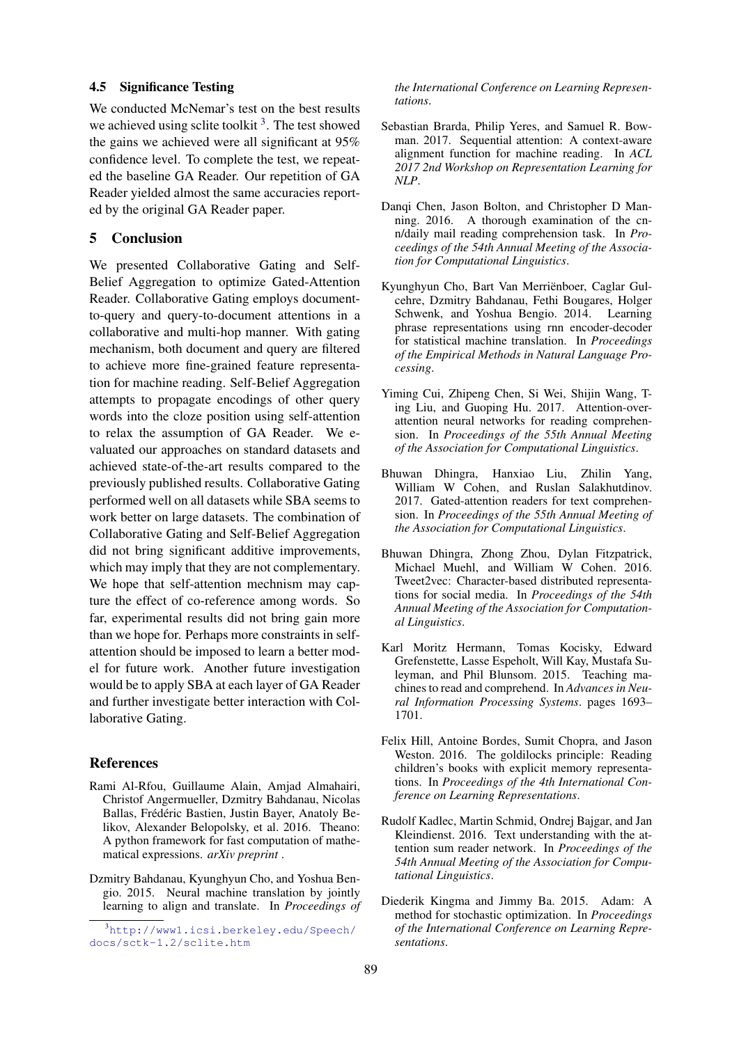### 4.5 Significance Testing

We conducted McNemar's test on the best results we achieved using sclite toolkit [3]. The test showed the gains we achieved were all significant at 95% confidence level. To complete the test, we repeated the baseline GA Reader. Our repetition of GA Reader yielded almost the same accuracies reported by the original GA Reader paper.

## 5 Conclusion

We presented Collaborative Gating and Self-Belief Aggregation to optimize Gated-Attention Reader. Collaborative Gating employs document-to-query and query-to-document attentions in a collaborative and multi-hop manner. With gating mechanism, both document and query are filtered to achieve more fine-grained feature representation for machine reading. Self-Belief Aggregation attempts to propagate encodings of other query words into the cloze position using self-attention to relax the assumption of GA Reader. We evaluated our approaches on standard datasets and achieved state-of-the-art results compared to the previously published results. Collaborative Gating performed well on all datasets while SBA seems to work better on large datasets. The combination of Collaborative Gating and Self-Belief Aggregation did not bring significant additive improvements, which may imply that they are not complementary. We hope that self-attention mechnism may capture the effect of co-reference among words. So far, experimental results did not bring gain more than we hope for. Perhaps more constraints in self-attention should be imposed to learn a better model for future work. Another future investigation would be to apply SBA at each layer of GA Reader and further investigate better interaction with Collaborative Gating.

## References

Rami Al-Rfou, Guillaume Alain, Amjad Almahairi, Christof Angermueller, Dzmitry Bahdanau, Nicolas Ballas, Frédéric Bastien, Justin Bayer, Anatoly Belikov, Alexander Belopolsky, et al. 2016. Theano: A python framework for fast computation of mathematical expressions. *arXiv preprint* .

Dzmitry Bahdanau, Kyunghyun Cho, and Yoshua Bengio. 2015. Neural machine translation by jointly learning to align and translate. In *Proceedings of the International Conference on Learning Representations*.

Sebastian Brarda, Philip Yeres, and Samuel R. Bowman. 2017. Sequential attention: A context-aware alignment function for machine reading. In *ACL 2017 2nd Workshop on Representation Learning for NLP*.

Danqi Chen, Jason Bolton, and Christopher D Manning. 2016. A thorough examination of the cnn/daily mail reading comprehension task. In *Proceedings of the 54th Annual Meeting of the Association for Computational Linguistics*.

Kyunghyun Cho, Bart Van Merriënboer, Caglar Gulcehre, Dzmitry Bahdanau, Fethi Bougares, Holger Schwenk, and Yoshua Bengio. 2014. Learning phrase representations using rnn encoder-decoder for statistical machine translation. In *Proceedings of the Empirical Methods in Natural Language Processing*.

Yiming Cui, Zhipeng Chen, Si Wei, Shijin Wang, Ting Liu, and Guoping Hu. 2017. Attention-over-attention neural networks for reading comprehension. In *Proceedings of the 55th Annual Meeting of the Association for Computational Linguistics*.

Bhuwan Dhingra, Hanxiao Liu, Zhilin Yang, William W Cohen, and Ruslan Salakhutdinov. 2017. Gated-attention readers for text comprehension. In *Proceedings of the 55th Annual Meeting of the Association for Computational Linguistics*.

Bhuwan Dhingra, Zhong Zhou, Dylan Fitzpatrick, Michael Muehl, and William W Cohen. 2016. Tweet2vec: Character-based distributed representations for social media. In *Proceedings of the 54th Annual Meeting of the Association for Computational Linguistics*.

Karl Moritz Hermann, Tomas Kocisky, Edward Grefenstette, Lasse Espeholt, Will Kay, Mustafa Suleyman, and Phil Blunsom. 2015. Teaching machines to read and comprehend. In *Advances in Neural Information Processing Systems*. pages 1693–1701.

Felix Hill, Antoine Bordes, Sumit Chopra, and Jason Weston. 2016. The goldilocks principle: Reading children's books with explicit memory representations. In *Proceedings of the 4th International Conference on Learning Representations*.

Rudolf Kadlec, Martin Schmid, Ondrej Bajgar, and Jan Kleindienst. 2016. Text understanding with the attention sum reader network. In *Proceedings of the 54th Annual Meeting of the Association for Computational Linguistics*.

Diederik Kingma and Jimmy Ba. 2015. Adam: A method for stochastic optimization. In *Proceedings of the International Conference on Learning Representations*.

[3] http://www1.icsi.berkeley.edu/Speech/docs/sctk-1.2/sclite.htm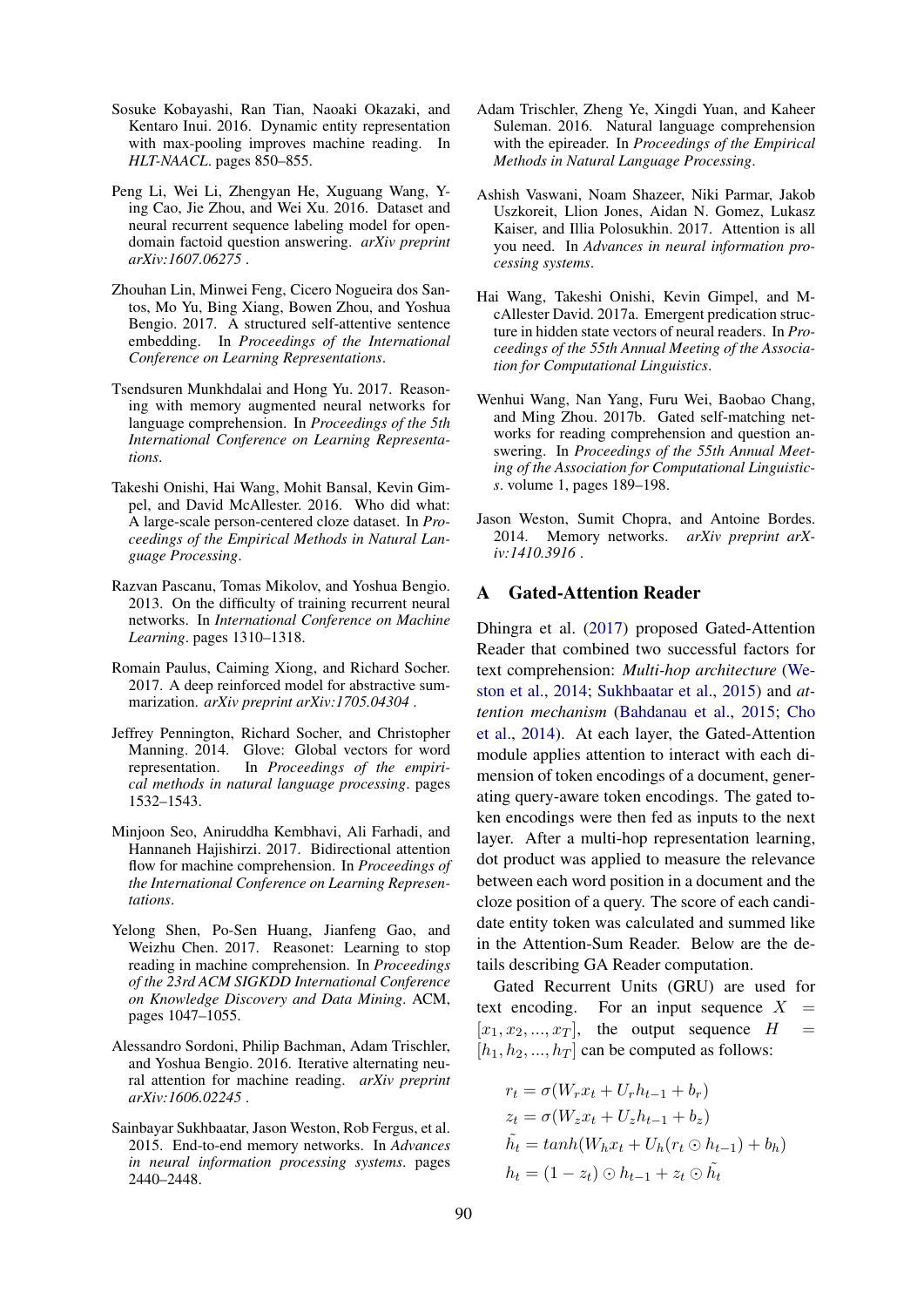Sosuke Kobayashi, Ran Tian, Naoaki Okazaki, and Kentaro Inui. 2016. Dynamic entity representation with max-pooling improves machine reading. In *HLT-NAACL*. pages 850–855.

Peng Li, Wei Li, Zhengyan He, Xuguang Wang, Ying Cao, Jie Zhou, and Wei Xu. 2016. Dataset and neural recurrent sequence labeling model for open-domain factoid question answering. *arXiv preprint arXiv:1607.06275* .

Zhouhan Lin, Minwei Feng, Cicero Nogueira dos Santos, Mo Yu, Bing Xiang, Bowen Zhou, and Yoshua Bengio. 2017. A structured self-attentive sentence embedding. In *Proceedings of the International Conference on Learning Representations*.

Tsendsuren Munkhdalai and Hong Yu. 2017. Reasoning with memory augmented neural networks for language comprehension. In *Proceedings of the 5th International Conference on Learning Representations*.

Takeshi Onishi, Hai Wang, Mohit Bansal, Kevin Gimpel, and David McAllester. 2016. Who did what: A large-scale person-centered cloze dataset. In *Proceedings of the Empirical Methods in Natural Language Processing*.

Razvan Pascanu, Tomas Mikolov, and Yoshua Bengio. 2013. On the difficulty of training recurrent neural networks. In *International Conference on Machine Learning*. pages 1310–1318.

Romain Paulus, Caiming Xiong, and Richard Socher. 2017. A deep reinforced model for abstractive summarization. *arXiv preprint arXiv:1705.04304* .

Jeffrey Pennington, Richard Socher, and Christopher Manning. 2014. Glove: Global vectors for word representation. In *Proceedings of the empirical methods in natural language processing*. pages 1532–1543.

Minjoon Seo, Aniruddha Kembhavi, Ali Farhadi, and Hannaneh Hajishirzi. 2017. Bidirectional attention flow for machine comprehension. In *Proceedings of the International Conference on Learning Representations*.

Yelong Shen, Po-Sen Huang, Jianfeng Gao, and Weizhu Chen. 2017. Reasonet: Learning to stop reading in machine comprehension. In *Proceedings of the 23rd ACM SIGKDD International Conference on Knowledge Discovery and Data Mining*. ACM, pages 1047–1055.

Alessandro Sordoni, Philip Bachman, Adam Trischler, and Yoshua Bengio. 2016. Iterative alternating neural attention for machine reading. *arXiv preprint arXiv:1606.02245* .

Sainbayar Sukhbaatar, Jason Weston, Rob Fergus, et al. 2015. End-to-end memory networks. In *Advances in neural information processing systems*. pages 2440–2448.

Adam Trischler, Zheng Ye, Xingdi Yuan, and Kaheer Suleman. 2016. Natural language comprehension with the epireader. In *Proceedings of the Empirical Methods in Natural Language Processing*.

Ashish Vaswani, Noam Shazeer, Niki Parmar, Jakob Uszkoreit, Llion Jones, Aidan N. Gomez, Lukasz Kaiser, and Illia Polosukhin. 2017. Attention is all you need. In *Advances in neural information processing systems*.

Hai Wang, Takeshi Onishi, Kevin Gimpel, and McAllester David. 2017a. Emergent predication structure in hidden state vectors of neural readers. In *Proceedings of the 55th Annual Meeting of the Association for Computational Linguistics*.

Wenhui Wang, Nan Yang, Furu Wei, Baobao Chang, and Ming Zhou. 2017b. Gated self-matching networks for reading comprehension and question answering. In *Proceedings of the 55th Annual Meeting of the Association for Computational Linguistics*. volume 1, pages 189–198.

Jason Weston, Sumit Chopra, and Antoine Bordes. 2014. Memory networks. *arXiv preprint arXiv:1410.3916* .

## A Gated-Attention Reader

Dhingra et al. (2017) proposed Gated-Attention Reader that combined two successful factors for text comprehension: *Multi-hop architecture* (Weston et al., 2014; Sukhbaatar et al., 2015) and *attention mechanism* (Bahdanau et al., 2015; Cho et al., 2014). At each layer, the Gated-Attention module applies attention to interact with each dimension of token encodings of a document, generating query-aware token encodings. The gated token encodings were then fed as inputs to the next layer. After a multi-hop representation learning, dot product was applied to measure the relevance between each word position in a document and the cloze position of a query. The score of each candidate entity token was calculated and summed like in the Attention-Sum Reader. Below are the details describing GA Reader computation.

Gated Recurrent Units (GRU) are used for text encoding. For an input sequence $X = [x_1, x_2, ..., x_T]$, the output sequence $H = [h_1, h_2, ..., h_T]$ can be computed as follows:

$$
\begin{aligned}
r_t &= \sigma(W_r x_t + U_r h_{t-1} + b_r) \\
z_t &= \sigma(W_z x_t + U_z h_{t-1} + b_z) \\
\tilde{h_t} &= tanh(W_h x_t + U_h(r_t \odot h_{t-1}) + b_h) \\
h_t &= (1 - z_t) \odot h_{t-1} + z_t \odot \tilde{h_t}
\end{aligned}
$$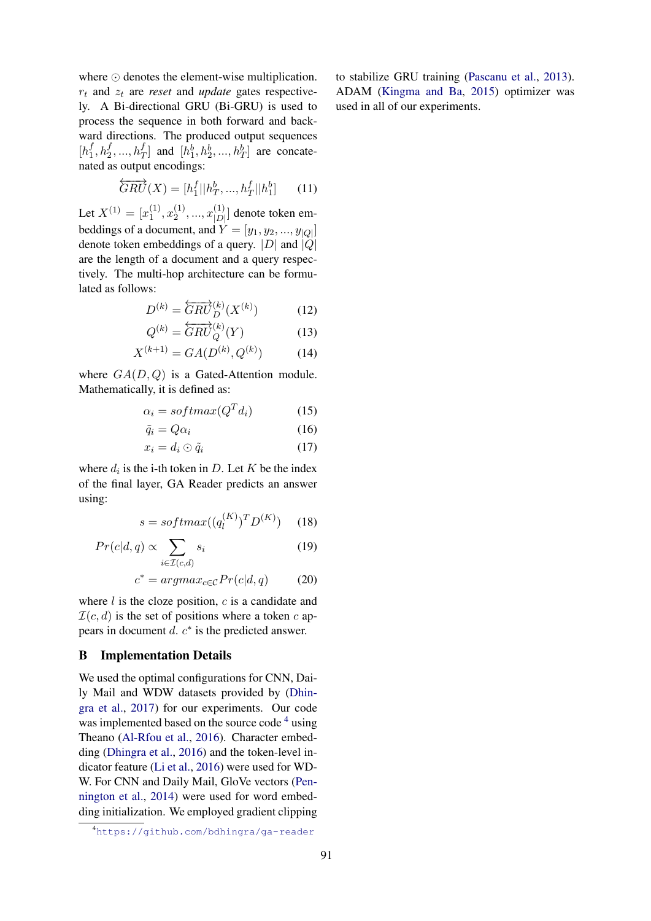where $\odot$ denotes the element-wise multiplication. $r_t$ and $z_t$ are *reset* and *update* gates respectively. A Bi-directional GRU (Bi-GRU) is used to process the sequence in both forward and backward directions. The produced output sequences $[h_1^f, h_2^f, ..., h_T^f]$ and $[h_1^b, h_2^b, ..., h_T^b]$ are concatenated as output encodings:

$$\overleftrightarrow{GRU}(X) = [h_1^f || h_T^b, ..., h_T^f || h_1^b] \tag{11}$$

Let $X^{(1)} = [x_1^{(1)}, x_2^{(1)}, ..., x_{|D|}^{(1)}]$ denote token embeddings of a document, and $Y = [y_1, y_2, ..., y_{|Q|}]$ denote token embeddings of a query. $|D|$ and $|Q|$ are the length of a document and a query respectively. The multi-hop architecture can be formulated as follows:

$$D^{(k)} = \overleftrightarrow{GRU}_D^{(k)}(X^{(k)}) \tag{12}$$

$$Q^{(k)} = \overleftrightarrow{GRU}_Q^{(k)}(Y) \tag{13}$$

$$X^{(k+1)} = GA(D^{(k)}, Q^{(k)}) \tag{14}$$

where $GA(D, Q)$ is a Gated-Attention module. Mathematically, it is defined as:

$$\alpha_i = softmax(Q^T d_i) \tag{15}$$

$$\tilde{q}_i = Q\alpha_i \tag{16}$$

$$x_i = d_i \odot \tilde{q}_i \tag{17}$$

where $d_i$ is the i-th token in $D$. Let $K$ be the index of the final layer, GA Reader predicts an answer using:

$$s = softmax((q_l^{(K)})^T D^{(K)}) \tag{18}$$

$$Pr(c|d, q) \propto \sum_{i \in \mathcal{I}(c,d)} s_i \tag{19}$$

$$c^* = argmax_{c \in \mathcal{C}} Pr(c|d, q) \tag{20}$$

where $l$ is the cloze position, $c$ is a candidate and $\mathcal{I}(c, d)$ is the set of positions where a token $c$ appears in document $d$. $c^*$ is the predicted answer.

## B Implementation Details

We used the optimal configurations for CNN, Daily Mail and WDW datasets provided by (Dhingra et al., 2017) for our experiments. Our code was implemented based on the source code [4] using Theano (Al-Rfou et al., 2016). Character embedding (Dhingra et al., 2016) and the token-level indicator feature (Li et al., 2016) were used for WDW. For CNN and Daily Mail, GloVe vectors (Pennington et al., 2014) were used for word embedding initialization. We employed gradient clipping to stabilize GRU training (Pascanu et al., 2013). ADAM (Kingma and Ba, 2015) optimizer was used in all of our experiments.

[4] https://github.com/bdhingra/ga-reader